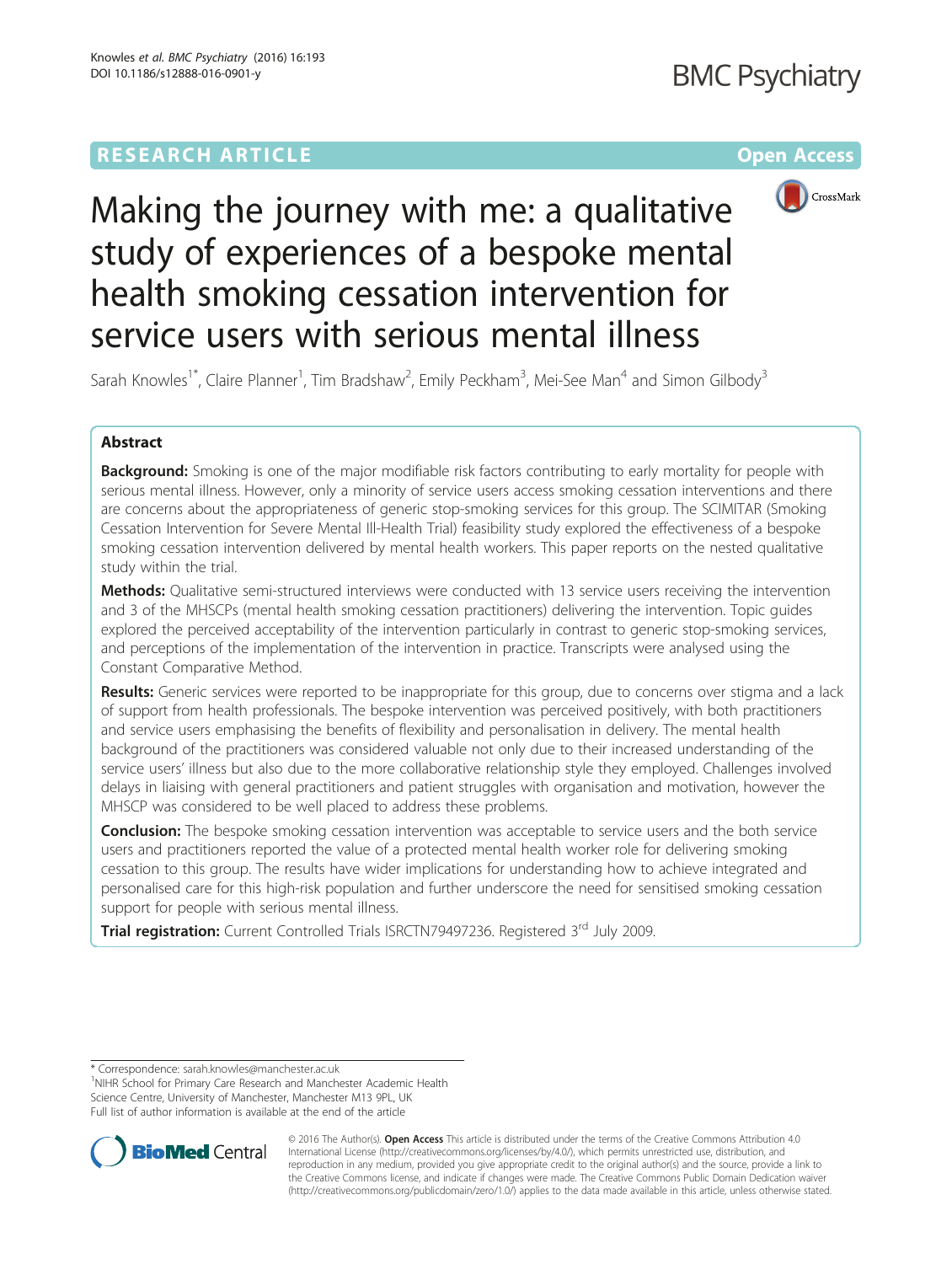RESEARCH ARTICLE

Open Access

# Making the journey with me: a qualitative study of experiences of a bespoke mental health smoking cessation intervention for service users with serious mental illness

Sarah Knowles[1*], Claire Planner[1], Tim Bradshaw[2], Emily Peckham[3], Mei-See Man[4] and Simon Gilbody[3]

## Abstract

**Background:** Smoking is one of the major modifiable risk factors contributing to early mortality for people with serious mental illness. However, only a minority of service users access smoking cessation interventions and there are concerns about the appropriateness of generic stop-smoking services for this group. The SCIMITAR (Smoking Cessation Intervention for Severe Mental Ill-Health Trial) feasibility study explored the effectiveness of a bespoke smoking cessation intervention delivered by mental health workers. This paper reports on the nested qualitative study within the trial.

**Methods:** Qualitative semi-structured interviews were conducted with 13 service users receiving the intervention and 3 of the MHSCPs (mental health smoking cessation practitioners) delivering the intervention. Topic guides explored the perceived acceptability of the intervention particularly in contrast to generic stop-smoking services, and perceptions of the implementation of the intervention in practice. Transcripts were analysed using the Constant Comparative Method.

**Results:** Generic services were reported to be inappropriate for this group, due to concerns over stigma and a lack of support from health professionals. The bespoke intervention was perceived positively, with both practitioners and service users emphasising the benefits of flexibility and personalisation in delivery. The mental health background of the practitioners was considered valuable not only due to their increased understanding of the service users' illness but also due to the more collaborative relationship style they employed. Challenges involved delays in liaising with general practitioners and patient struggles with organisation and motivation, however the MHSCP was considered to be well placed to address these problems.

**Conclusion:** The bespoke smoking cessation intervention was acceptable to service users and the both service users and practitioners reported the value of a protected mental health worker role for delivering smoking cessation to this group. The results have wider implications for understanding how to achieve integrated and personalised care for this high-risk population and further underscore the need for sensitised smoking cessation support for people with serious mental illness.

**Trial registration:** Current Controlled Trials ISRCTN79497236. Registered 3rd July 2009.

---

\* Correspondence: sarah.knowles@manchester.ac.uk

[1]NIHR School for Primary Care Research and Manchester Academic Health Science Centre, University of Manchester, Manchester M13 9PL, UK

Full list of author information is available at the end of the article

© 2016 The Author(s). **Open Access** This article is distributed under the terms of the Creative Commons Attribution 4.0 International License (http://creativecommons.org/licenses/by/4.0/), which permits unrestricted use, distribution, and reproduction in any medium, provided you give appropriate credit to the original author(s) and the source, provide a link to the Creative Commons license, and indicate if changes were made. The Creative Commons Public Domain Dedication waiver (http://creativecommons.org/publicdomain/zero/1.0/) applies to the data made available in this article, unless otherwise stated.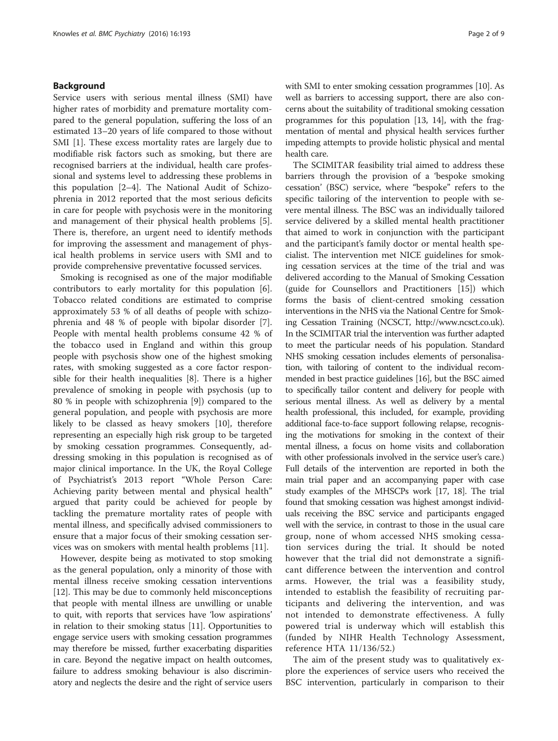## Background

Service users with serious mental illness (SMI) have higher rates of morbidity and premature mortality compared to the general population, suffering the loss of an estimated 13–20 years of life compared to those without SMI [1]. These excess mortality rates are largely due to modifiable risk factors such as smoking, but there are recognised barriers at the individual, health care professional and systems level to addressing these problems in this population [2–4]. The National Audit of Schizophrenia in 2012 reported that the most serious deficits in care for people with psychosis were in the monitoring and management of their physical health problems [5]. There is, therefore, an urgent need to identify methods for improving the assessment and management of physical health problems in service users with SMI and to provide comprehensive preventative focussed services.

Smoking is recognised as one of the major modifiable contributors to early mortality for this population [6]. Tobacco related conditions are estimated to comprise approximately 53 % of all deaths of people with schizophrenia and 48 % of people with bipolar disorder [7]. People with mental health problems consume 42 % of the tobacco used in England and within this group people with psychosis show one of the highest smoking rates, with smoking suggested as a core factor responsible for their health inequalities [8]. There is a higher prevalence of smoking in people with psychosis (up to 80 % in people with schizophrenia [9]) compared to the general population, and people with psychosis are more likely to be classed as heavy smokers [10], therefore representing an especially high risk group to be targeted by smoking cessation programmes. Consequently, addressing smoking in this population is recognised as of major clinical importance. In the UK, the Royal College of Psychiatrist's 2013 report "Whole Person Care: Achieving parity between mental and physical health" argued that parity could be achieved for people by tackling the premature mortality rates of people with mental illness, and specifically advised commissioners to ensure that a major focus of their smoking cessation services was on smokers with mental health problems [11].

However, despite being as motivated to stop smoking as the general population, only a minority of those with mental illness receive smoking cessation interventions [12]. This may be due to commonly held misconceptions that people with mental illness are unwilling or unable to quit, with reports that services have 'low aspirations' in relation to their smoking status [11]. Opportunities to engage service users with smoking cessation programmes may therefore be missed, further exacerbating disparities in care. Beyond the negative impact on health outcomes, failure to address smoking behaviour is also discriminatory and neglects the desire and the right of service users with SMI to enter smoking cessation programmes [10]. As well as barriers to accessing support, there are also concerns about the suitability of traditional smoking cessation programmes for this population [13, 14], with the fragmentation of mental and physical health services further impeding attempts to provide holistic physical and mental health care.

The SCIMITAR feasibility trial aimed to address these barriers through the provision of a 'bespoke smoking cessation' (BSC) service, where "bespoke" refers to the specific tailoring of the intervention to people with severe mental illness. The BSC was an individually tailored service delivered by a skilled mental health practitioner that aimed to work in conjunction with the participant and the participant's family doctor or mental health specialist. The intervention met NICE guidelines for smoking cessation services at the time of the trial and was delivered according to the Manual of Smoking Cessation (guide for Counsellors and Practitioners [15]) which forms the basis of client-centred smoking cessation interventions in the NHS via the National Centre for Smoking Cessation Training (NCSCT, http://www.ncsct.co.uk). In the SCIMITAR trial the intervention was further adapted to meet the particular needs of his population. Standard NHS smoking cessation includes elements of personalisation, with tailoring of content to the individual recommended in best practice guidelines [16], but the BSC aimed to specifically tailor content and delivery for people with serious mental illness. As well as delivery by a mental health professional, this included, for example, providing additional face-to-face support following relapse, recognising the motivations for smoking in the context of their mental illness, a focus on home visits and collaboration with other professionals involved in the service user's care.) Full details of the intervention are reported in both the main trial paper and an accompanying paper with case study examples of the MHSCPs work [17, 18]. The trial found that smoking cessation was highest amongst individuals receiving the BSC service and participants engaged well with the service, in contrast to those in the usual care group, none of whom accessed NHS smoking cessation services during the trial. It should be noted however that the trial did not demonstrate a significant difference between the intervention and control arms. However, the trial was a feasibility study, intended to establish the feasibility of recruiting participants and delivering the intervention, and was not intended to demonstrate effectiveness. A fully powered trial is underway which will establish this (funded by NIHR Health Technology Assessment, reference HTA 11/136/52.)

The aim of the present study was to qualitatively explore the experiences of service users who received the BSC intervention, particularly in comparison to their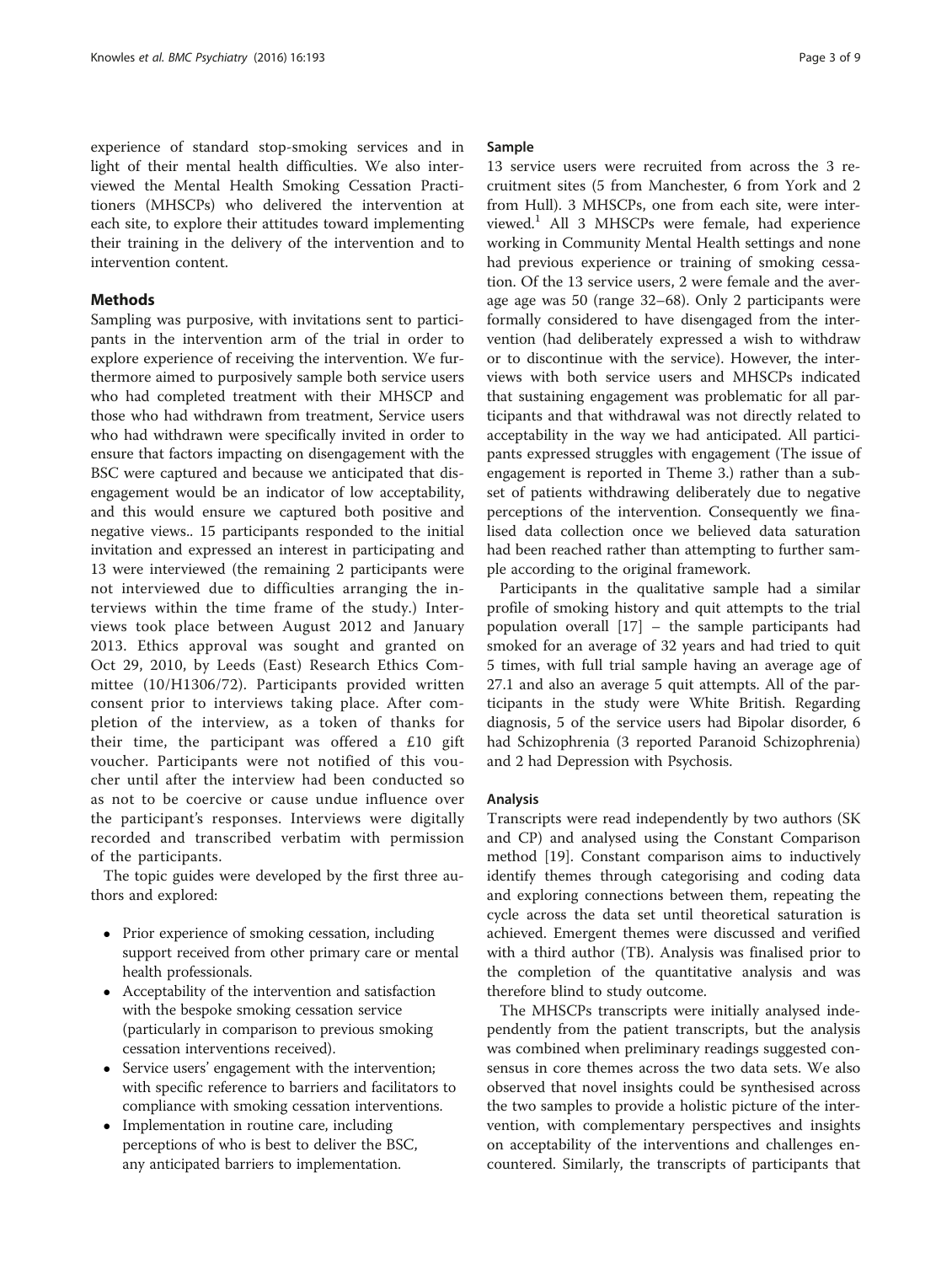experience of standard stop-smoking services and in light of their mental health difficulties. We also interviewed the Mental Health Smoking Cessation Practitioners (MHSCPs) who delivered the intervention at each site, to explore their attitudes toward implementing their training in the delivery of the intervention and to intervention content.

## Methods

Sampling was purposive, with invitations sent to participants in the intervention arm of the trial in order to explore experience of receiving the intervention. We furthermore aimed to purposively sample both service users who had completed treatment with their MHSCP and those who had withdrawn from treatment, Service users who had withdrawn were specifically invited in order to ensure that factors impacting on disengagement with the BSC were captured and because we anticipated that disengagement would be an indicator of low acceptability, and this would ensure we captured both positive and negative views.. 15 participants responded to the initial invitation and expressed an interest in participating and 13 were interviewed (the remaining 2 participants were not interviewed due to difficulties arranging the interviews within the time frame of the study.) Interviews took place between August 2012 and January 2013. Ethics approval was sought and granted on Oct 29, 2010, by Leeds (East) Research Ethics Committee (10/H1306/72). Participants provided written consent prior to interviews taking place. After completion of the interview, as a token of thanks for their time, the participant was offered a £10 gift voucher. Participants were not notified of this voucher until after the interview had been conducted so as not to be coercive or cause undue influence over the participant's responses. Interviews were digitally recorded and transcribed verbatim with permission of the participants.

The topic guides were developed by the first three authors and explored:

- Prior experience of smoking cessation, including support received from other primary care or mental health professionals.
- Acceptability of the intervention and satisfaction with the bespoke smoking cessation service (particularly in comparison to previous smoking cessation interventions received).
- Service users' engagement with the intervention; with specific reference to barriers and facilitators to compliance with smoking cessation interventions.
- Implementation in routine care, including perceptions of who is best to deliver the BSC, any anticipated barriers to implementation.

### Sample

13 service users were recruited from across the 3 recruitment sites (5 from Manchester, 6 from York and 2 from Hull). 3 MHSCPs, one from each site, were interviewed.[1] All 3 MHSCPs were female, had experience working in Community Mental Health settings and none had previous experience or training of smoking cessation. Of the 13 service users, 2 were female and the average age was 50 (range 32–68). Only 2 participants were formally considered to have disengaged from the intervention (had deliberately expressed a wish to withdraw or to discontinue with the service). However, the interviews with both service users and MHSCPs indicated that sustaining engagement was problematic for all participants and that withdrawal was not directly related to acceptability in the way we had anticipated. All participants expressed struggles with engagement (The issue of engagement is reported in Theme 3.) rather than a subset of patients withdrawing deliberately due to negative perceptions of the intervention. Consequently we finalised data collection once we believed data saturation had been reached rather than attempting to further sample according to the original framework.

Participants in the qualitative sample had a similar profile of smoking history and quit attempts to the trial population overall [17] – the sample participants had smoked for an average of 32 years and had tried to quit 5 times, with full trial sample having an average age of 27.1 and also an average 5 quit attempts. All of the participants in the study were White British. Regarding diagnosis, 5 of the service users had Bipolar disorder, 6 had Schizophrenia (3 reported Paranoid Schizophrenia) and 2 had Depression with Psychosis.

### Analysis

Transcripts were read independently by two authors (SK and CP) and analysed using the Constant Comparison method [19]. Constant comparison aims to inductively identify themes through categorising and coding data and exploring connections between them, repeating the cycle across the data set until theoretical saturation is achieved. Emergent themes were discussed and verified with a third author (TB). Analysis was finalised prior to the completion of the quantitative analysis and was therefore blind to study outcome.

The MHSCPs transcripts were initially analysed independently from the patient transcripts, but the analysis was combined when preliminary readings suggested consensus in core themes across the two data sets. We also observed that novel insights could be synthesised across the two samples to provide a holistic picture of the intervention, with complementary perspectives and insights on acceptability of the interventions and challenges encountered. Similarly, the transcripts of participants that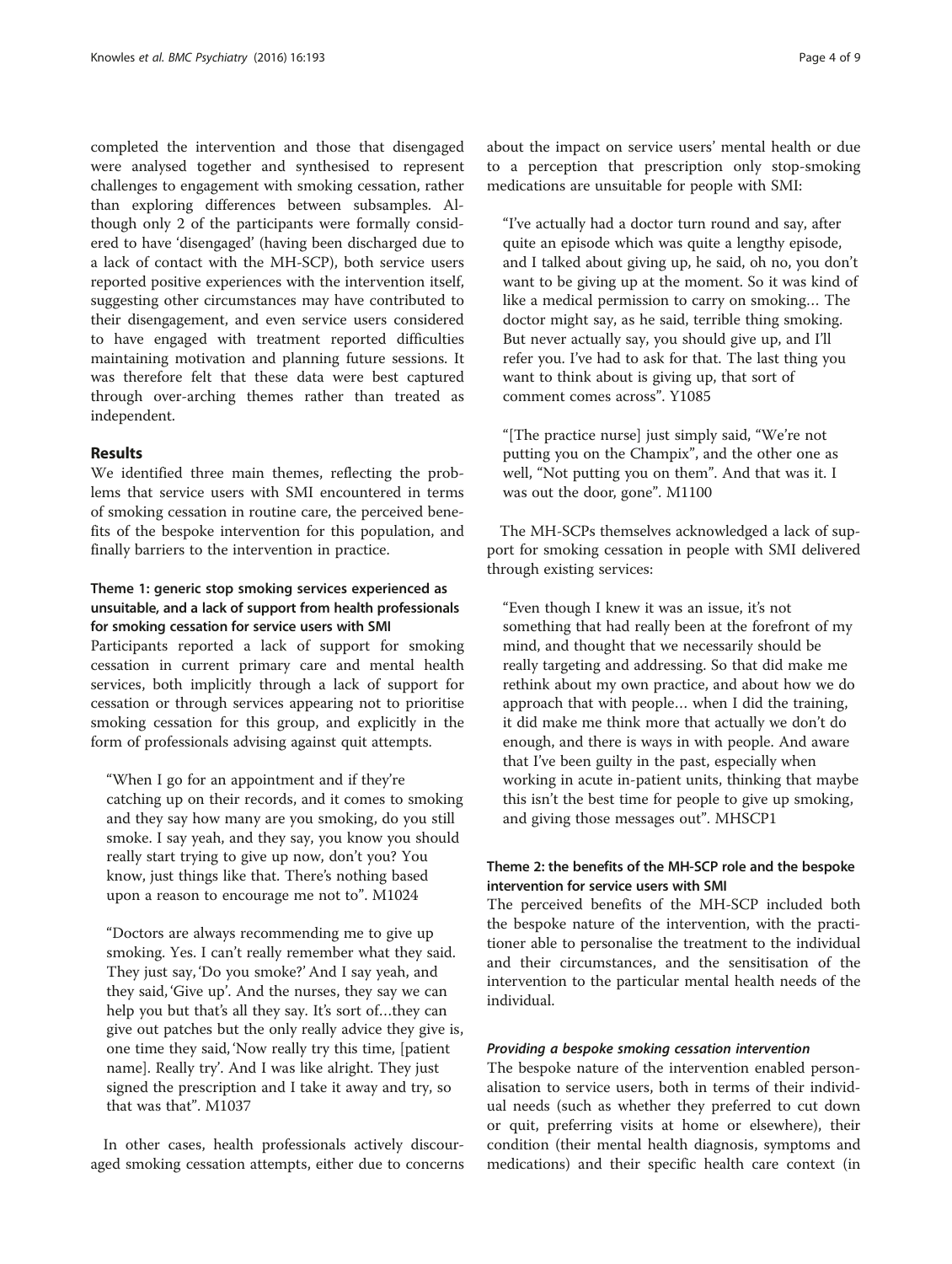completed the intervention and those that disengaged were analysed together and synthesised to represent challenges to engagement with smoking cessation, rather than exploring differences between subsamples. Although only 2 of the participants were formally considered to have 'disengaged' (having been discharged due to a lack of contact with the MH-SCP), both service users reported positive experiences with the intervention itself, suggesting other circumstances may have contributed to their disengagement, and even service users considered to have engaged with treatment reported difficulties maintaining motivation and planning future sessions. It was therefore felt that these data were best captured through over-arching themes rather than treated as independent.

## Results

We identified three main themes, reflecting the problems that service users with SMI encountered in terms of smoking cessation in routine care, the perceived benefits of the bespoke intervention for this population, and finally barriers to the intervention in practice.

### Theme 1: generic stop smoking services experienced as unsuitable, and a lack of support from health professionals for smoking cessation for service users with SMI

Participants reported a lack of support for smoking cessation in current primary care and mental health services, both implicitly through a lack of support for cessation or through services appearing not to prioritise smoking cessation for this group, and explicitly in the form of professionals advising against quit attempts.

> "When I go for an appointment and if they're catching up on their records, and it comes to smoking and they say how many are you smoking, do you still smoke. I say yeah, and they say, you know you should really start trying to give up now, don't you? You know, just things like that. There's nothing based upon a reason to encourage me not to". M1024

> "Doctors are always recommending me to give up smoking. Yes. I can't really remember what they said. They just say, 'Do you smoke?' And I say yeah, and they said, 'Give up'. And the nurses, they say we can help you but that's all they say. It's sort of…they can give out patches but the only really advice they give is, one time they said, 'Now really try this time, [patient name]. Really try'. And I was like alright. They just signed the prescription and I take it away and try, so that was that". M1037

In other cases, health professionals actively discouraged smoking cessation attempts, either due to concerns about the impact on service users' mental health or due to a perception that prescription only stop-smoking medications are unsuitable for people with SMI:

> "I've actually had a doctor turn round and say, after quite an episode which was quite a lengthy episode, and I talked about giving up, he said, oh no, you don't want to be giving up at the moment. So it was kind of like a medical permission to carry on smoking… The doctor might say, as he said, terrible thing smoking. But never actually say, you should give up, and I'll refer you. I've had to ask for that. The last thing you want to think about is giving up, that sort of comment comes across". Y1085

> "[The practice nurse] just simply said, "We're not putting you on the Champix", and the other one as well, "Not putting you on them". And that was it. I was out the door, gone". M1100

The MH-SCPs themselves acknowledged a lack of support for smoking cessation in people with SMI delivered through existing services:

> "Even though I knew it was an issue, it's not something that had really been at the forefront of my mind, and thought that we necessarily should be really targeting and addressing. So that did make me rethink about my own practice, and about how we do approach that with people… when I did the training, it did make me think more that actually we don't do enough, and there is ways in with people. And aware that I've been guilty in the past, especially when working in acute in-patient units, thinking that maybe this isn't the best time for people to give up smoking, and giving those messages out". MHSCP1

### Theme 2: the benefits of the MH-SCP role and the bespoke intervention for service users with SMI

The perceived benefits of the MH-SCP included both the bespoke nature of the intervention, with the practitioner able to personalise the treatment to the individual and their circumstances, and the sensitisation of the intervention to the particular mental health needs of the individual.

#### *Providing a bespoke smoking cessation intervention*

The bespoke nature of the intervention enabled personalisation to service users, both in terms of their individual needs (such as whether they preferred to cut down or quit, preferring visits at home or elsewhere), their condition (their mental health diagnosis, symptoms and medications) and their specific health care context (in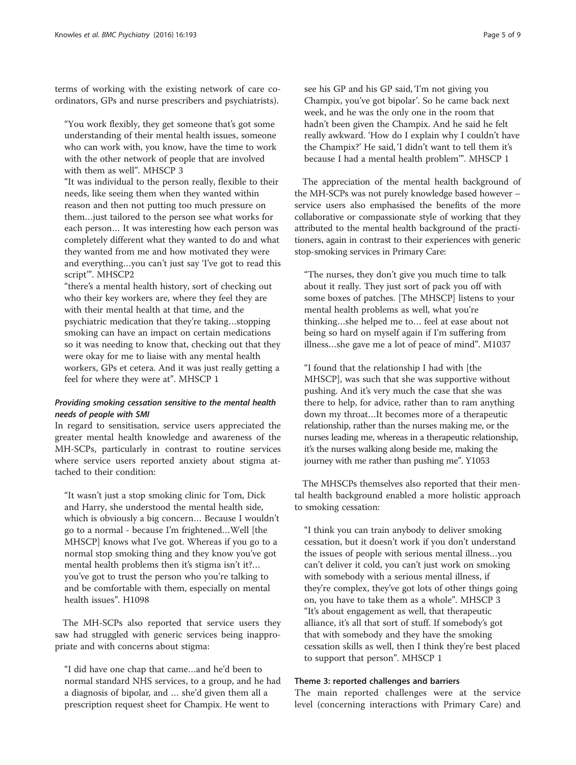terms of working with the existing network of care co-ordinators, GPs and nurse prescribers and psychiatrists).

> "You work flexibly, they get someone that's got some understanding of their mental health issues, someone who can work with, you know, have the time to work with the other network of people that are involved with them as well". MHSCP 3

> "It was individual to the person really, flexible to their needs, like seeing them when they wanted within reason and then not putting too much pressure on them…just tailored to the person see what works for each person… It was interesting how each person was completely different what they wanted to do and what they wanted from me and how motivated they were and everything…you can't just say 'I've got to read this script'". MHSCP2

> "there's a mental health history, sort of checking out who their key workers are, where they feel they are with their mental health at that time, and the psychiatric medication that they're taking…stopping smoking can have an impact on certain medications so it was needing to know that, checking out that they were okay for me to liaise with any mental health workers, GPs et cetera. And it was just really getting a feel for where they were at". MHSCP 1

#### *Providing smoking cessation sensitive to the mental health needs of people with SMI*

In regard to sensitisation, service users appreciated the greater mental health knowledge and awareness of the MH-SCPs, particularly in contrast to routine services where service users reported anxiety about stigma attached to their condition:

> "It wasn't just a stop smoking clinic for Tom, Dick and Harry, she understood the mental health side, which is obviously a big concern… Because I wouldn't go to a normal - because I'm frightened…Well [the MHSCP] knows what I've got. Whereas if you go to a normal stop smoking thing and they know you've got mental health problems then it's stigma isn't it?… you've got to trust the person who you're talking to and be comfortable with them, especially on mental health issues". H1098

The MH-SCPs also reported that service users they saw had struggled with generic services being inappropriate and with concerns about stigma:

> "I did have one chap that came…and he'd been to normal standard NHS services, to a group, and he had a diagnosis of bipolar, and … she'd given them all a prescription request sheet for Champix. He went to see his GP and his GP said, 'I'm not giving you Champix, you've got bipolar'. So he came back next week, and he was the only one in the room that hadn't been given the Champix. And he said he felt really awkward. 'How do I explain why I couldn't have the Champix?' He said, 'I didn't want to tell them it's because I had a mental health problem'". MHSCP 1

The appreciation of the mental health background of the MH-SCPs was not purely knowledge based however – service users also emphasised the benefits of the more collaborative or compassionate style of working that they attributed to the mental health background of the practitioners, again in contrast to their experiences with generic stop-smoking services in Primary Care:

> "The nurses, they don't give you much time to talk about it really. They just sort of pack you off with some boxes of patches. [The MHSCP] listens to your mental health problems as well, what you're thinking…she helped me to… feel at ease about not being so hard on myself again if I'm suffering from illness…she gave me a lot of peace of mind". M1037

> "I found that the relationship I had with [the MHSCP], was such that she was supportive without pushing. And it's very much the case that she was there to help, for advice, rather than to ram anything down my throat…It becomes more of a therapeutic relationship, rather than the nurses making me, or the nurses leading me, whereas in a therapeutic relationship, it's the nurses walking along beside me, making the journey with me rather than pushing me". Y1053

The MHSCPs themselves also reported that their mental health background enabled a more holistic approach to smoking cessation:

> "I think you can train anybody to deliver smoking cessation, but it doesn't work if you don't understand the issues of people with serious mental illness…you can't deliver it cold, you can't just work on smoking with somebody with a serious mental illness, if they're complex, they've got lots of other things going on, you have to take them as a whole". MHSCP 3

> "It's about engagement as well, that therapeutic alliance, it's all that sort of stuff. If somebody's got that with somebody and they have the smoking cessation skills as well, then I think they're best placed to support that person". MHSCP 1

### Theme 3: reported challenges and barriers

The main reported challenges were at the service level (concerning interactions with Primary Care) and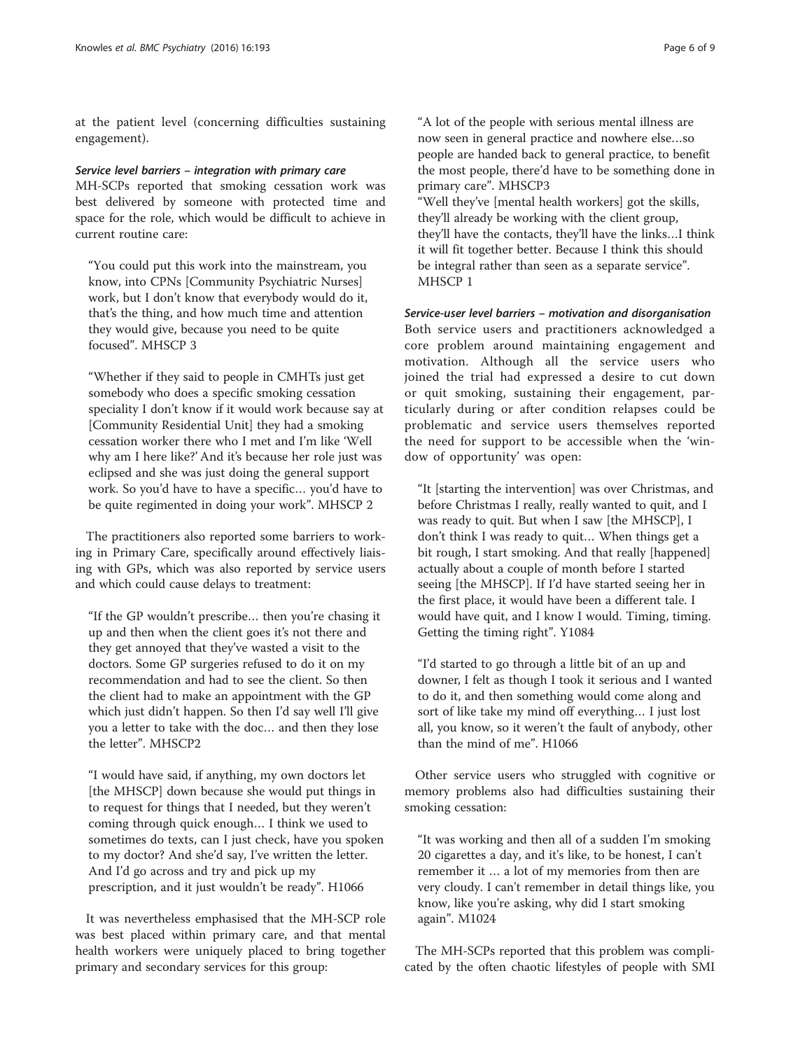at the patient level (concerning difficulties sustaining engagement).

#### *Service level barriers – integration with primary care*

MH-SCPs reported that smoking cessation work was best delivered by someone with protected time and space for the role, which would be difficult to achieve in current routine care:

> "You could put this work into the mainstream, you know, into CPNs [Community Psychiatric Nurses] work, but I don't know that everybody would do it, that's the thing, and how much time and attention they would give, because you need to be quite focused". MHSCP 3

> "Whether if they said to people in CMHTs just get somebody who does a specific smoking cessation speciality I don't know if it would work because say at [Community Residential Unit] they had a smoking cessation worker there who I met and I'm like 'Well why am I here like?' And it's because her role just was eclipsed and she was just doing the general support work. So you'd have to have a specific… you'd have to be quite regimented in doing your work". MHSCP 2

The practitioners also reported some barriers to working in Primary Care, specifically around effectively liaising with GPs, which was also reported by service users and which could cause delays to treatment:

> "If the GP wouldn't prescribe… then you're chasing it up and then when the client goes it's not there and they get annoyed that they've wasted a visit to the doctors. Some GP surgeries refused to do it on my recommendation and had to see the client. So then the client had to make an appointment with the GP which just didn't happen. So then I'd say well I'll give you a letter to take with the doc… and then they lose the letter". MHSCP2

> "I would have said, if anything, my own doctors let [the MHSCP] down because she would put things in to request for things that I needed, but they weren't coming through quick enough… I think we used to sometimes do texts, can I just check, have you spoken to my doctor? And she'd say, I've written the letter. And I'd go across and try and pick up my prescription, and it just wouldn't be ready". H1066

It was nevertheless emphasised that the MH-SCP role was best placed within primary care, and that mental health workers were uniquely placed to bring together primary and secondary services for this group:

> "A lot of the people with serious mental illness are now seen in general practice and nowhere else…so people are handed back to general practice, to benefit the most people, there'd have to be something done in primary care". MHSCP3
> "Well they've [mental health workers] got the skills, they'll already be working with the client group, they'll have the contacts, they'll have the links…I think it will fit together better. Because I think this should be integral rather than seen as a separate service". MHSCP 1

#### *Service-user level barriers – motivation and disorganisation*

Both service users and practitioners acknowledged a core problem around maintaining engagement and motivation. Although all the service users who joined the trial had expressed a desire to cut down or quit smoking, sustaining their engagement, particularly during or after condition relapses could be problematic and service users themselves reported the need for support to be accessible when the 'window of opportunity' was open:

> "It [starting the intervention] was over Christmas, and before Christmas I really, really wanted to quit, and I was ready to quit. But when I saw [the MHSCP], I don't think I was ready to quit… When things get a bit rough, I start smoking. And that really [happened] actually about a couple of month before I started seeing [the MHSCP]. If I'd have started seeing her in the first place, it would have been a different tale. I would have quit, and I know I would. Timing, timing. Getting the timing right". Y1084

> "I'd started to go through a little bit of an up and downer, I felt as though I took it serious and I wanted to do it, and then something would come along and sort of like take my mind off everything… I just lost all, you know, so it weren't the fault of anybody, other than the mind of me". H1066

Other service users who struggled with cognitive or memory problems also had difficulties sustaining their smoking cessation:

> "It was working and then all of a sudden I'm smoking 20 cigarettes a day, and it's like, to be honest, I can't remember it … a lot of my memories from then are very cloudy. I can't remember in detail things like, you know, like you're asking, why did I start smoking again". M1024

The MH-SCPs reported that this problem was complicated by the often chaotic lifestyles of people with SMI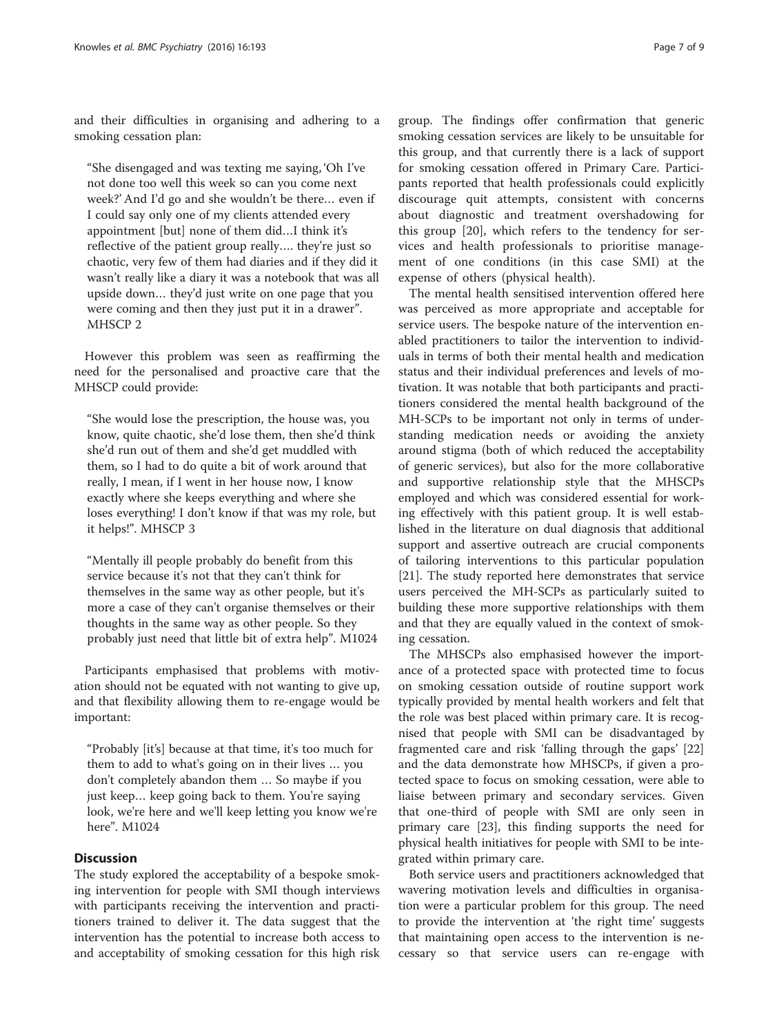and their difficulties in organising and adhering to a smoking cessation plan:

> "She disengaged and was texting me saying, 'Oh I've not done too well this week so can you come next week?' And I'd go and she wouldn't be there… even if I could say only one of my clients attended every appointment [but] none of them did…I think it's reflective of the patient group really…. they're just so chaotic, very few of them had diaries and if they did it wasn't really like a diary it was a notebook that was all upside down… they'd just write on one page that you were coming and then they just put it in a drawer". MHSCP 2

However this problem was seen as reaffirming the need for the personalised and proactive care that the MHSCP could provide:

> "She would lose the prescription, the house was, you know, quite chaotic, she'd lose them, then she'd think she'd run out of them and she'd get muddled with them, so I had to do quite a bit of work around that really, I mean, if I went in her house now, I know exactly where she keeps everything and where she loses everything! I don't know if that was my role, but it helps!". MHSCP 3

> "Mentally ill people probably do benefit from this service because it's not that they can't think for themselves in the same way as other people, but it's more a case of they can't organise themselves or their thoughts in the same way as other people. So they probably just need that little bit of extra help". M1024

Participants emphasised that problems with motivation should not be equated with not wanting to give up, and that flexibility allowing them to re-engage would be important:

> "Probably [it's] because at that time, it's too much for them to add to what's going on in their lives … you don't completely abandon them … So maybe if you just keep… keep going back to them. You're saying look, we're here and we'll keep letting you know we're here". M1024

## Discussion

The study explored the acceptability of a bespoke smoking intervention for people with SMI though interviews with participants receiving the intervention and practitioners trained to deliver it. The data suggest that the intervention has the potential to increase both access to and acceptability of smoking cessation for this high risk group. The findings offer confirmation that generic smoking cessation services are likely to be unsuitable for this group, and that currently there is a lack of support for smoking cessation offered in Primary Care. Participants reported that health professionals could explicitly discourage quit attempts, consistent with concerns about diagnostic and treatment overshadowing for this group [20], which refers to the tendency for services and health professionals to prioritise management of one conditions (in this case SMI) at the expense of others (physical health).

The mental health sensitised intervention offered here was perceived as more appropriate and acceptable for service users. The bespoke nature of the intervention enabled practitioners to tailor the intervention to individuals in terms of both their mental health and medication status and their individual preferences and levels of motivation. It was notable that both participants and practitioners considered the mental health background of the MH-SCPs to be important not only in terms of understanding medication needs or avoiding the anxiety around stigma (both of which reduced the acceptability of generic services), but also for the more collaborative and supportive relationship style that the MHSCPs employed and which was considered essential for working effectively with this patient group. It is well established in the literature on dual diagnosis that additional support and assertive outreach are crucial components of tailoring interventions to this particular population [21]. The study reported here demonstrates that service users perceived the MH-SCPs as particularly suited to building these more supportive relationships with them and that they are equally valued in the context of smoking cessation.

The MHSCPs also emphasised however the importance of a protected space with protected time to focus on smoking cessation outside of routine support work typically provided by mental health workers and felt that the role was best placed within primary care. It is recognised that people with SMI can be disadvantaged by fragmented care and risk 'falling through the gaps' [22] and the data demonstrate how MHSCPs, if given a protected space to focus on smoking cessation, were able to liaise between primary and secondary services. Given that one-third of people with SMI are only seen in primary care [23], this finding supports the need for physical health initiatives for people with SMI to be integrated within primary care.

Both service users and practitioners acknowledged that wavering motivation levels and difficulties in organisation were a particular problem for this group. The need to provide the intervention at 'the right time' suggests that maintaining open access to the intervention is necessary so that service users can re-engage with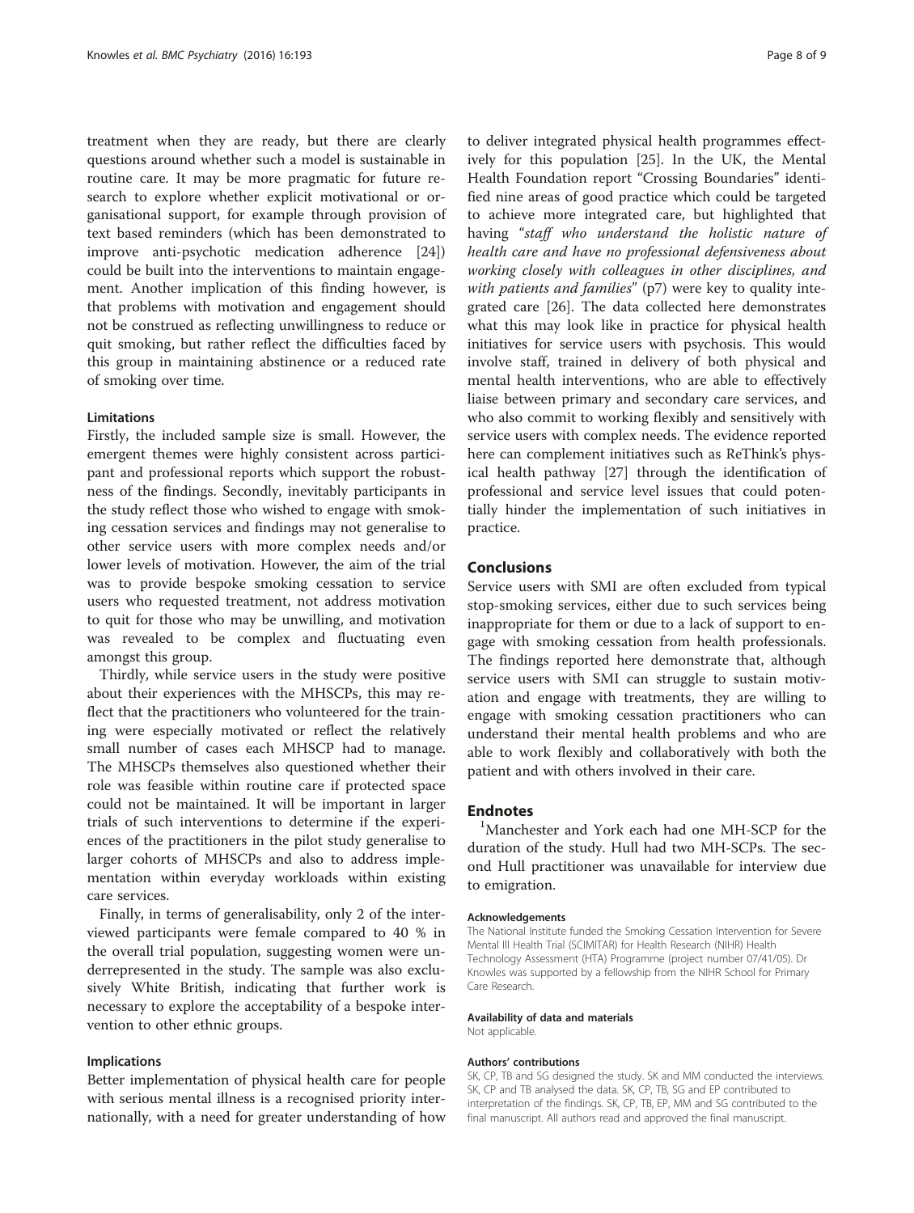treatment when they are ready, but there are clearly questions around whether such a model is sustainable in routine care. It may be more pragmatic for future research to explore whether explicit motivational or organisational support, for example through provision of text based reminders (which has been demonstrated to improve anti-psychotic medication adherence [24]) could be built into the interventions to maintain engagement. Another implication of this finding however, is that problems with motivation and engagement should not be construed as reflecting unwillingness to reduce or quit smoking, but rather reflect the difficulties faced by this group in maintaining abstinence or a reduced rate of smoking over time.

### Limitations

Firstly, the included sample size is small. However, the emergent themes were highly consistent across participant and professional reports which support the robustness of the findings. Secondly, inevitably participants in the study reflect those who wished to engage with smoking cessation services and findings may not generalise to other service users with more complex needs and/or lower levels of motivation. However, the aim of the trial was to provide bespoke smoking cessation to service users who requested treatment, not address motivation to quit for those who may be unwilling, and motivation was revealed to be complex and fluctuating even amongst this group.

Thirdly, while service users in the study were positive about their experiences with the MHSCPs, this may reflect that the practitioners who volunteered for the training were especially motivated or reflect the relatively small number of cases each MHSCP had to manage. The MHSCPs themselves also questioned whether their role was feasible within routine care if protected space could not be maintained. It will be important in larger trials of such interventions to determine if the experiences of the practitioners in the pilot study generalise to larger cohorts of MHSCPs and also to address implementation within everyday workloads within existing care services.

Finally, in terms of generalisability, only 2 of the interviewed participants were female compared to 40 % in the overall trial population, suggesting women were underrepresented in the study. The sample was also exclusively White British, indicating that further work is necessary to explore the acceptability of a bespoke intervention to other ethnic groups.

### Implications

Better implementation of physical health care for people with serious mental illness is a recognised priority internationally, with a need for greater understanding of how to deliver integrated physical health programmes effectively for this population [25]. In the UK, the Mental Health Foundation report "Crossing Boundaries" identified nine areas of good practice which could be targeted to achieve more integrated care, but highlighted that having "*staff who understand the holistic nature of health care and have no professional defensiveness about working closely with colleagues in other disciplines, and with patients and families*" (p7) were key to quality integrated care [26]. The data collected here demonstrates what this may look like in practice for physical health initiatives for service users with psychosis. This would involve staff, trained in delivery of both physical and mental health interventions, who are able to effectively liaise between primary and secondary care services, and who also commit to working flexibly and sensitively with service users with complex needs. The evidence reported here can complement initiatives such as ReThink's physical health pathway [27] through the identification of professional and service level issues that could potentially hinder the implementation of such initiatives in practice.

## Conclusions

Service users with SMI are often excluded from typical stop-smoking services, either due to such services being inappropriate for them or due to a lack of support to engage with smoking cessation from health professionals. The findings reported here demonstrate that, although service users with SMI can struggle to sustain motivation and engage with treatments, they are willing to engage with smoking cessation practitioners who can understand their mental health problems and who are able to work flexibly and collaboratively with both the patient and with others involved in their care.

## Endnotes

[1]Manchester and York each had one MH-SCP for the duration of the study. Hull had two MH-SCPs. The second Hull practitioner was unavailable for interview due to emigration.

#### Acknowledgements

The National Institute funded the Smoking Cessation Intervention for Severe Mental Ill Health Trial (SCIMITAR) for Health Research (NIHR) Health Technology Assessment (HTA) Programme (project number 07/41/05). Dr Knowles was supported by a fellowship from the NIHR School for Primary Care Research.

#### Availability of data and materials

Not applicable.

#### Authors' contributions

SK, CP, TB and SG designed the study. SK and MM conducted the interviews. SK, CP and TB analysed the data. SK, CP, TB, SG and EP contributed to interpretation of the findings. SK, CP, TB, EP, MM and SG contributed to the final manuscript. All authors read and approved the final manuscript.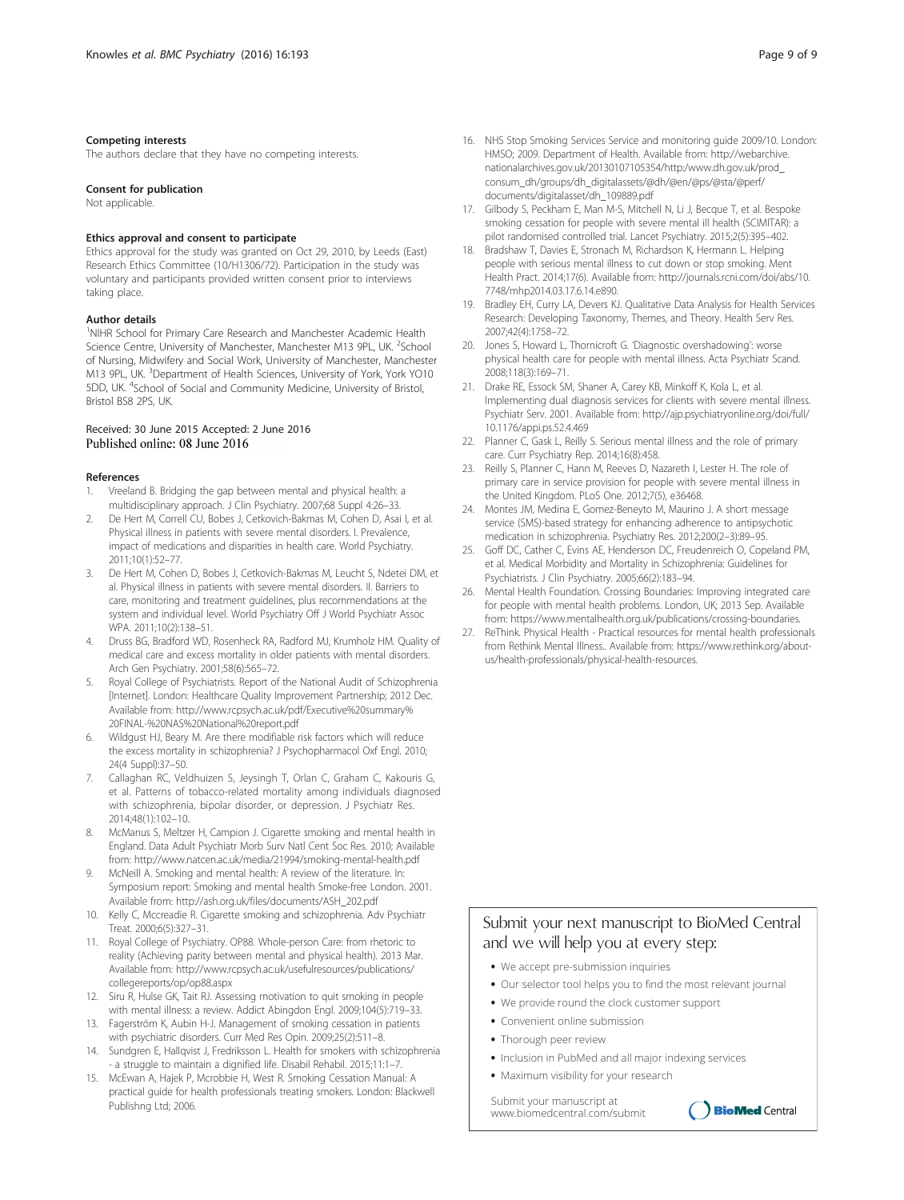#### Competing interests

The authors declare that they have no competing interests.

#### Consent for publication

Not applicable.

#### Ethics approval and consent to participate

Ethics approval for the study was granted on Oct 29, 2010, by Leeds (East) Research Ethics Committee (10/H1306/72). Participation in the study was voluntary and participants provided written consent prior to interviews taking place.

#### Author details

[1]NIHR School for Primary Care Research and Manchester Academic Health Science Centre, University of Manchester, Manchester M13 9PL, UK. [2]School of Nursing, Midwifery and Social Work, University of Manchester, Manchester M13 9PL, UK. [3]Department of Health Sciences, University of York, York YO10 5DD, UK. [4]School of Social and Community Medicine, University of Bristol, Bristol BS8 2PS, UK.

Received: 30 June 2015 Accepted: 2 June 2016
Published online: 08 June 2016

#### References

1. Vreeland B. Bridging the gap between mental and physical health: a multidisciplinary approach. J Clin Psychiatry. 2007;68 Suppl 4:26–33.
2. De Hert M, Correll CU, Bobes J, Cetkovich-Bakmas M, Cohen D, Asai I, et al. Physical illness in patients with severe mental disorders. I. Prevalence, impact of medications and disparities in health care. World Psychiatry. 2011;10(1):52–77.
3. De Hert M, Cohen D, Bobes J, Cetkovich-Bakmas M, Leucht S, Ndetei DM, et al. Physical illness in patients with severe mental disorders. II. Barriers to care, monitoring and treatment guidelines, plus recommendations at the system and individual level. World Psychiatry Off J World Psychiatr Assoc WPA. 2011;10(2):138–51.
4. Druss BG, Bradford WD, Rosenheck RA, Radford MJ, Krumholz HM. Quality of medical care and excess mortality in older patients with mental disorders. Arch Gen Psychiatry. 2001;58(6):565–72.
5. Royal College of Psychiatrists. Report of the National Audit of Schizophrenia [Internet]. London: Healthcare Quality Improvement Partnership; 2012 Dec. Available from: http://www.rcpsych.ac.uk/pdf/Executive%20summary%20FINAL-%20NAS%20National%20report.pdf
6. Wildgust HJ, Beary M. Are there modifiable risk factors which will reduce the excess mortality in schizophrenia? J Psychopharmacol Oxf Engl. 2010; 24(4 Suppl):37–50.
7. Callaghan RC, Veldhuizen S, Jeysingh T, Orlan C, Graham C, Kakouris G, et al. Patterns of tobacco-related mortality among individuals diagnosed with schizophrenia, bipolar disorder, or depression. J Psychiatr Res. 2014;48(1):102–10.
8. McManus S, Meltzer H, Campion J. Cigarette smoking and mental health in England. Data Adult Psychiatr Morb Surv Natl Cent Soc Res. 2010; Available from: http://www.natcen.ac.uk/media/21994/smoking-mental-health.pdf
9. McNeill A. Smoking and mental health: A review of the literature. In: Symposium report: Smoking and mental health Smoke-free London. 2001. Available from: http://ash.org.uk/files/documents/ASH_202.pdf
10. Kelly C, Mccreadie R. Cigarette smoking and schizophrenia. Adv Psychiatr Treat. 2000;6(5):327–31.
11. Royal College of Psychiatry. OP88. Whole-person Care: from rhetoric to reality (Achieving parity between mental and physical health). 2013 Mar. Available from: http://www.rcpsych.ac.uk/usefulresources/publications/collegereports/op/op88.aspx
12. Siru R, Hulse GK, Tait RJ. Assessing motivation to quit smoking in people with mental illness: a review. Addict Abingdon Engl. 2009;104(5):719–33.
13. Fagerström K, Aubin H-J. Management of smoking cessation in patients with psychiatric disorders. Curr Med Res Opin. 2009;25(2):511–8.
14. Sundgren E, Hallqvist J, Fredriksson L. Health for smokers with schizophrenia - a struggle to maintain a dignified life. Disabil Rehabil. 2015;11:1–7.
15. McEwan A, Hajek P, Mcrobbie H, West R. Smoking Cessation Manual: A practical guide for health professionals treating smokers. London: Blackwell Publishng Ltd; 2006.
16. NHS Stop Smoking Services Service and monitoring guide 2009/10. London: HMSO; 2009. Department of Health. Available from: http://webarchive.nationalarchives.gov.uk/20130107105354/http:/www.dh.gov.uk/prod_consum_dh/groups/dh_digitalassets/@dh/@en/@ps/@sta/@perf/documents/digitalasset/dh_109889.pdf
17. Gilbody S, Peckham E, Man M-S, Mitchell N, Li J, Becque T, et al. Bespoke smoking cessation for people with severe mental ill health (SCIMITAR): a pilot randomised controlled trial. Lancet Psychiatry. 2015;2(5):395–402.
18. Bradshaw T, Davies E, Stronach M, Richardson K, Hermann L. Helping people with serious mental illness to cut down or stop smoking. Ment Health Pract. 2014;17(6). Available from: http://journals.rcni.com/doi/abs/10.7748/mhp2014.03.17.6.14.e890.
19. Bradley EH, Curry LA, Devers KJ. Qualitative Data Analysis for Health Services Research: Developing Taxonomy, Themes, and Theory. Health Serv Res. 2007;42(4):1758–72.
20. Jones S, Howard L, Thornicroft G. 'Diagnostic overshadowing': worse physical health care for people with mental illness. Acta Psychiatr Scand. 2008;118(3):169–71.
21. Drake RE, Essock SM, Shaner A, Carey KB, Minkoff K, Kola L, et al. Implementing dual diagnosis services for clients with severe mental illness. Psychiatr Serv. 2001. Available from: http://ajp.psychiatryonline.org/doi/full/10.1176/appi.ps.52.4.469
22. Planner C, Gask L, Reilly S. Serious mental illness and the role of primary care. Curr Psychiatry Rep. 2014;16(8):458.
23. Reilly S, Planner C, Hann M, Reeves D, Nazareth I, Lester H. The role of primary care in service provision for people with severe mental illness in the United Kingdom. PLoS One. 2012;7(5), e36468.
24. Montes JM, Medina E, Gomez-Beneyto M, Maurino J. A short message service (SMS)-based strategy for enhancing adherence to antipsychotic medication in schizophrenia. Psychiatry Res. 2012;200(2–3):89–95.
25. Goff DC, Cather C, Evins AE, Henderson DC, Freudenreich O, Copeland PM, et al. Medical Morbidity and Mortality in Schizophrenia: Guidelines for Psychiatrists. J Clin Psychiatry. 2005;66(2):183–94.
26. Mental Health Foundation. Crossing Boundaries: Improving integrated care for people with mental health problems. London, UK; 2013 Sep. Available from: https://www.mentalhealth.org.uk/publications/crossing-boundaries.
27. ReThink. Physical Health - Practical resources for mental health professionals from Rethink Mental Illness.. Available from: https://www.rethink.org/about-us/health-professionals/physical-health-resources.

Submit your next manuscript to BioMed Central and we will help you at every step:

- We accept pre-submission inquiries
- Our selector tool helps you to find the most relevant journal
- We provide round the clock customer support
- Convenient online submission
- Thorough peer review
- Inclusion in PubMed and all major indexing services
- Maximum visibility for your research

Submit your manuscript at www.biomedcentral.com/submit

BioMed Central